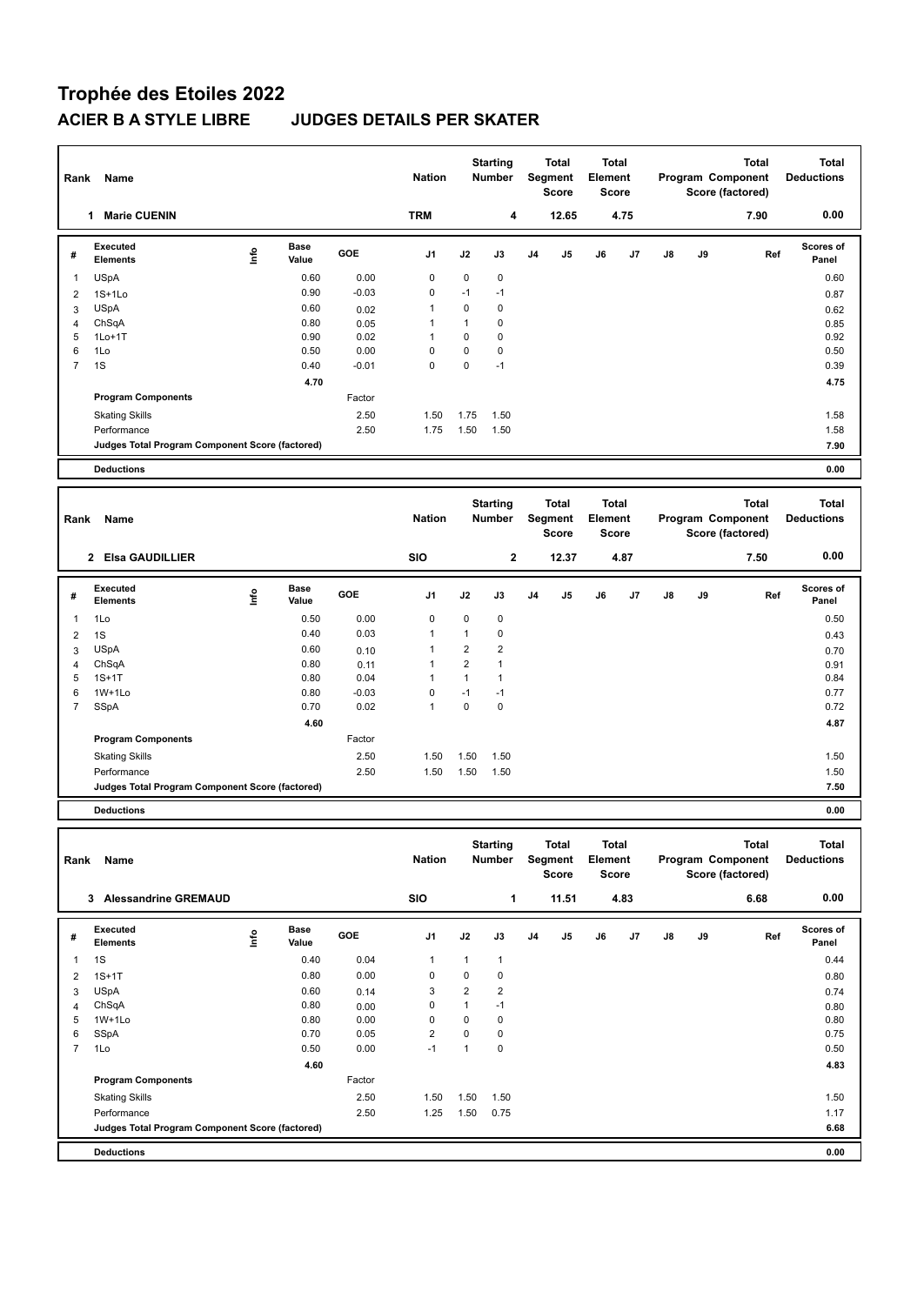# Trophée des Etoiles 2022

## ACIER B A STYLE LIBRE JUDGES DETAILS PER SKATER

| Rank | Name | Nation | Starting Number | Total Segment Score | Total Element Score | Total Program Component Score (factored) | Total Deductions |
|---|---|---|---|---|---|---|---|
| 1 | Marie CUENIN | TRM | 4 | 12.65 | 4.75 | 7.90 | 0.00 |

| # | Executed Elements | Info | Base Value | GOE | J1 | J2 | J3 | J4 | J5 | J6 | J7 | J8 | J9 | Ref | Scores of Panel |
|---|---|---|---|---|---|---|---|---|---|---|---|---|---|---|---|
| 1 | USpA | | 0.60 | 0.00 | 0 | 0 | 0 | | | | | | | | 0.60 |
| 2 | 1S+1Lo | | 0.90 | -0.03 | 0 | -1 | -1 | | | | | | | | 0.87 |
| 3 | USpA | | 0.60 | 0.02 | 1 | 0 | 0 | | | | | | | | 0.62 |
| 4 | ChSqA | | 0.80 | 0.05 | 1 | 1 | 0 | | | | | | | | 0.85 |
| 5 | 1Lo+1T | | 0.90 | 0.02 | 1 | 0 | 0 | | | | | | | | 0.92 |
| 6 | 1Lo | | 0.50 | 0.00 | 0 | 0 | 0 | | | | | | | | 0.50 |
| 7 | 1S | | 0.40 | -0.01 | 0 | 0 | -1 | | | | | | | | 0.39 |
| | | | 4.70 | | | | | | | | | | | | 4.75 |
| | **Program Components** | | | Factor | | | | | | | | | | | |
| | Skating Skills | | | 2.50 | 1.50 | 1.75 | 1.50 | | | | | | | | 1.58 |
| | Performance | | | 2.50 | 1.75 | 1.50 | 1.50 | | | | | | | | 1.58 |
| | **Judges Total Program Component Score (factored)** | | | | | | | | | | | | | | 7.90 |
| | **Deductions** | | | | | | | | | | | | | | 0.00 |

| Rank | Name | Nation | Starting Number | Total Segment Score | Total Element Score | Total Program Component Score (factored) | Total Deductions |
|---|---|---|---|---|---|---|---|
| 2 | Elsa GAUDILLIER | SIO | 2 | 12.37 | 4.87 | 7.50 | 0.00 |

| # | Executed Elements | Info | Base Value | GOE | J1 | J2 | J3 | J4 | J5 | J6 | J7 | J8 | J9 | Ref | Scores of Panel |
|---|---|---|---|---|---|---|---|---|---|---|---|---|---|---|---|
| 1 | 1Lo | | 0.50 | 0.00 | 0 | 0 | 0 | | | | | | | | 0.50 |
| 2 | 1S | | 0.40 | 0.03 | 1 | 1 | 0 | | | | | | | | 0.43 |
| 3 | USpA | | 0.60 | 0.10 | 1 | 2 | 2 | | | | | | | | 0.70 |
| 4 | ChSqA | | 0.80 | 0.11 | 1 | 2 | 1 | | | | | | | | 0.91 |
| 5 | 1S+1T | | 0.80 | 0.04 | 1 | 1 | 1 | | | | | | | | 0.84 |
| 6 | 1W+1Lo | | 0.80 | -0.03 | 0 | -1 | -1 | | | | | | | | 0.77 |
| 7 | SSpA | | 0.70 | 0.02 | 1 | 0 | 0 | | | | | | | | 0.72 |
| | | | 4.60 | | | | | | | | | | | | 4.87 |
| | **Program Components** | | | Factor | | | | | | | | | | | |
| | Skating Skills | | | 2.50 | 1.50 | 1.50 | 1.50 | | | | | | | | 1.50 |
| | Performance | | | 2.50 | 1.50 | 1.50 | 1.50 | | | | | | | | 1.50 |
| | **Judges Total Program Component Score (factored)** | | | | | | | | | | | | | | 7.50 |
| | **Deductions** | | | | | | | | | | | | | | 0.00 |

| Rank | Name | Nation | Starting Number | Total Segment Score | Total Element Score | Total Program Component Score (factored) | Total Deductions |
|---|---|---|---|---|---|---|---|
| 3 | Alessandrine GREMAUD | SIO | 1 | 11.51 | 4.83 | 6.68 | 0.00 |

| # | Executed Elements | Info | Base Value | GOE | J1 | J2 | J3 | J4 | J5 | J6 | J7 | J8 | J9 | Ref | Scores of Panel |
|---|---|---|---|---|---|---|---|---|---|---|---|---|---|---|---|
| 1 | 1S | | 0.40 | 0.04 | 1 | 1 | 1 | | | | | | | | 0.44 |
| 2 | 1S+1T | | 0.80 | 0.00 | 0 | 0 | 0 | | | | | | | | 0.80 |
| 3 | USpA | | 0.60 | 0.14 | 3 | 2 | 2 | | | | | | | | 0.74 |
| 4 | ChSqA | | 0.80 | 0.00 | 0 | 1 | -1 | | | | | | | | 0.80 |
| 5 | 1W+1Lo | | 0.80 | 0.00 | 0 | 0 | 0 | | | | | | | | 0.80 |
| 6 | SSpA | | 0.70 | 0.05 | 2 | 0 | 0 | | | | | | | | 0.75 |
| 7 | 1Lo | | 0.50 | 0.00 | -1 | 1 | 0 | | | | | | | | 0.50 |
| | | | 4.60 | | | | | | | | | | | | 4.83 |
| | **Program Components** | | | Factor | | | | | | | | | | | |
| | Skating Skills | | | 2.50 | 1.50 | 1.50 | 1.50 | | | | | | | | 1.50 |
| | Performance | | | 2.50 | 1.25 | 1.50 | 0.75 | | | | | | | | 1.17 |
| | **Judges Total Program Component Score (factored)** | | | | | | | | | | | | | | 6.68 |
| | **Deductions** | | | | | | | | | | | | | | 0.00 |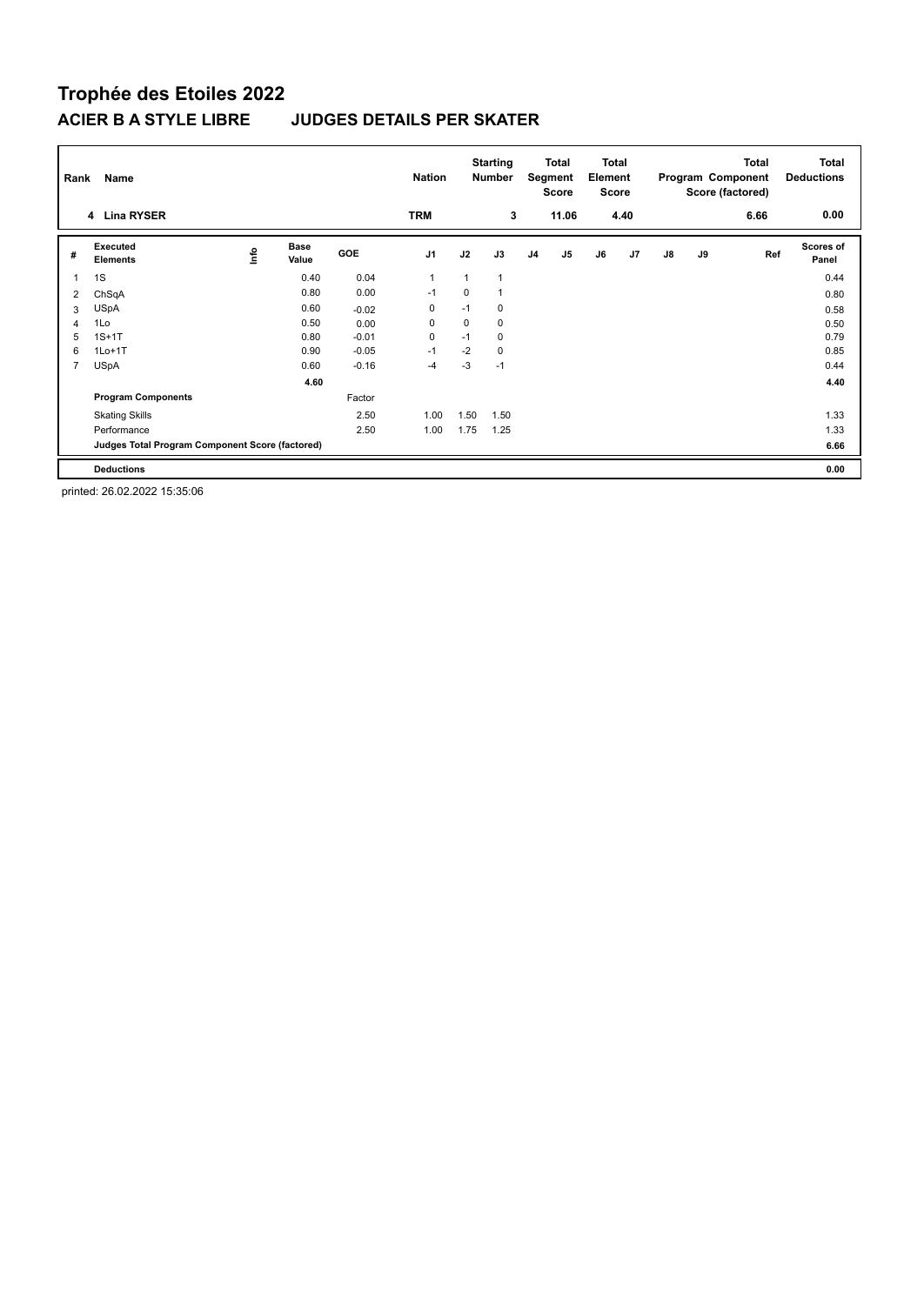# Trophée des Etoiles 2022

## ACIER B A STYLE LIBRE JUDGES DETAILS PER SKATER

| Rank | Name | Nation | Starting Number | Total Segment Score | Total Element Score | Total Program Component Score (factored) | Total Deductions |
|---|---|---|---|---|---|---|---|
| 4 | Lina RYSER | TRM | 3 | 11.06 | 4.40 | 6.66 | 0.00 |

| # | Executed Elements | Info | Base Value | GOE | J1 | J2 | J3 | J4 | J5 | J6 | J7 | J8 | J9 | Ref | Scores of Panel |
|---|---|---|---|---|---|---|---|---|---|---|---|---|---|---|---|
| 1 | 1S | | 0.40 | 0.04 | 1 | 1 | 1 | | | | | | | | 0.44 |
| 2 | ChSqA | | 0.80 | 0.00 | -1 | 0 | 1 | | | | | | | | 0.80 |
| 3 | USpA | | 0.60 | -0.02 | 0 | -1 | 0 | | | | | | | | 0.58 |
| 4 | 1Lo | | 0.50 | 0.00 | 0 | 0 | 0 | | | | | | | | 0.50 |
| 5 | 1S+1T | | 0.80 | -0.01 | 0 | -1 | 0 | | | | | | | | 0.79 |
| 6 | 1Lo+1T | | 0.90 | -0.05 | -1 | -2 | 0 | | | | | | | | 0.85 |
| 7 | USpA | | 0.60 | -0.16 | -4 | -3 | -1 | | | | | | | | 0.44 |
| | | | 4.60 | | | | | | | | | | | | 4.40 |
| | **Program Components** | | | Factor | | | | | | | | | | | |
| | Skating Skills | | | 2.50 | 1.00 | 1.50 | 1.50 | | | | | | | | 1.33 |
| | Performance | | | 2.50 | 1.00 | 1.75 | 1.25 | | | | | | | | 1.33 |
| | **Judges Total Program Component Score (factored)** | | | | | | | | | | | | | | 6.66 |
| | **Deductions** | | | | | | | | | | | | | | 0.00 |

printed: 26.02.2022 15:35:06